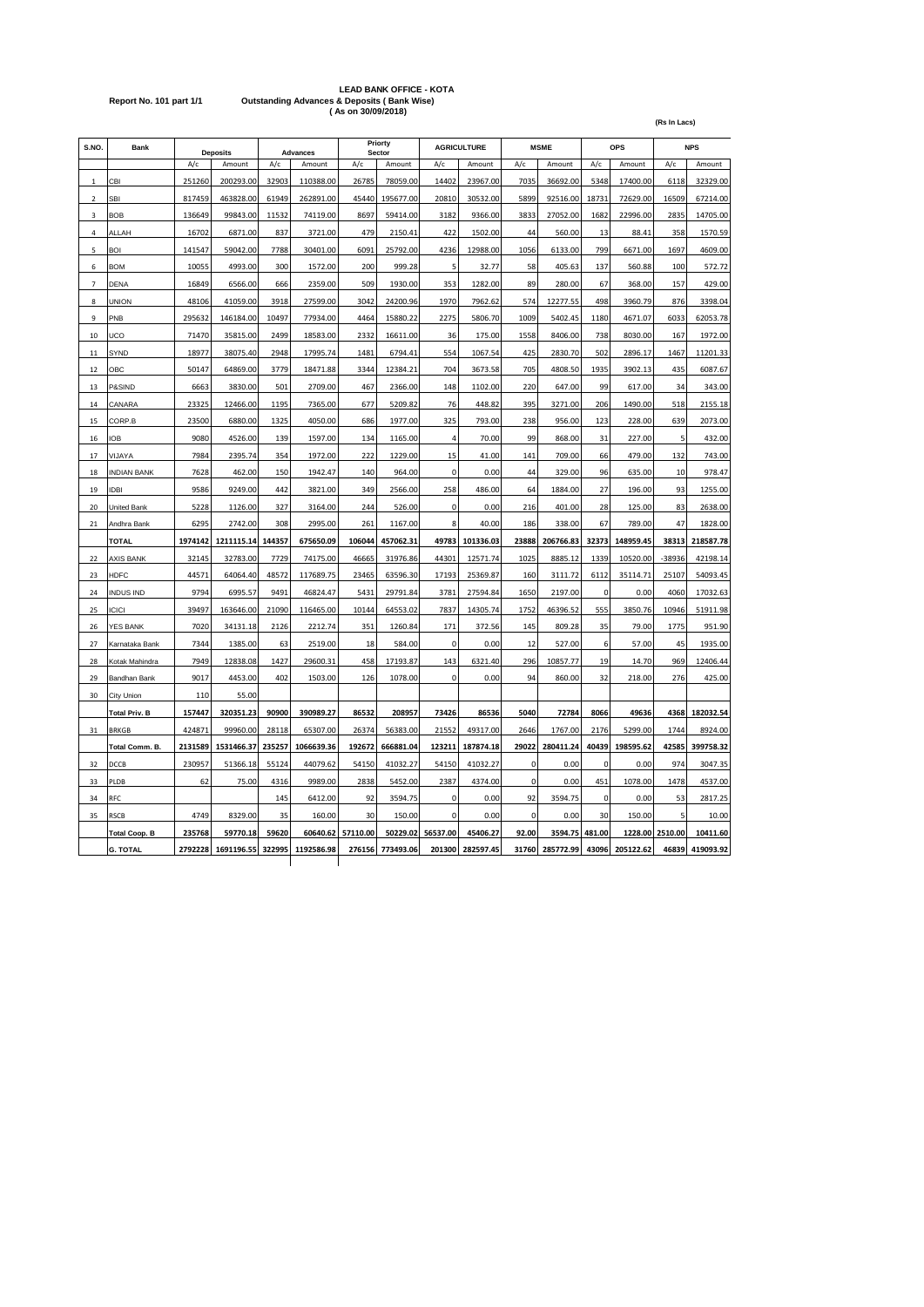**LEAD BANK OFFICE - KOTA**

**Report No. 101 part 1/1** **Outstanding Advances & Deposits ( Bank Wise)**

**( As on 30/09/2018)**

**(Rs In Lacs)**

| S.NO. | Bank | Deposits | | Advances | | Priorty Sector | | AGRICULTURE | | MSME | | OPS | | NPS | |
|---|---|---|---|---|---|---|---|---|---|---|---|---|---|---|---|
| | | A/c | Amount | A/c | Amount | A/c | Amount | A/c | Amount | A/c | Amount | A/c | Amount | A/c | Amount |
| 1 | CBI | 251260 | 200293.00 | 32903 | 110388.00 | 26785 | 78059.00 | 14402 | 23967.00 | 7035 | 36692.00 | 5348 | 17400.00 | 6118 | 32329.00 |
| 2 | SBI | 817459 | 463828.00 | 61949 | 262891.00 | 45440 | 195677.00 | 20810 | 30532.00 | 5899 | 92516.00 | 18731 | 72629.00 | 16509 | 67214.00 |
| 3 | BOB | 136649 | 99843.00 | 11532 | 74119.00 | 8697 | 59414.00 | 3182 | 9366.00 | 3833 | 27052.00 | 1682 | 22996.00 | 2835 | 14705.00 |
| 4 | ALLAH | 16702 | 6871.00 | 837 | 3721.00 | 479 | 2150.41 | 422 | 1502.00 | 44 | 560.00 | 13 | 88.41 | 358 | 1570.59 |
| 5 | BOI | 141547 | 59042.00 | 7788 | 30401.00 | 6091 | 25792.00 | 4236 | 12988.00 | 1056 | 6133.00 | 799 | 6671.00 | 1697 | 4609.00 |
| 6 | BOM | 10055 | 4993.00 | 300 | 1572.00 | 200 | 999.28 | 5 | 32.77 | 58 | 405.63 | 137 | 560.88 | 100 | 572.72 |
| 7 | DENA | 16849 | 6566.00 | 666 | 2359.00 | 509 | 1930.00 | 353 | 1282.00 | 89 | 280.00 | 67 | 368.00 | 157 | 429.00 |
| 8 | UNION | 48106 | 41059.00 | 3918 | 27599.00 | 3042 | 24200.96 | 1970 | 7962.62 | 574 | 12277.55 | 498 | 3960.79 | 876 | 3398.04 |
| 9 | PNB | 295632 | 146184.00 | 10497 | 77934.00 | 4464 | 15880.22 | 2275 | 5806.70 | 1009 | 5402.45 | 1180 | 4671.07 | 6033 | 62053.78 |
| 10 | UCO | 71470 | 35815.00 | 2499 | 18583.00 | 2332 | 16611.00 | 36 | 175.00 | 1558 | 8406.00 | 738 | 8030.00 | 167 | 1972.00 |
| 11 | SYND | 18977 | 38075.40 | 2948 | 17995.74 | 1481 | 6794.41 | 554 | 1067.54 | 425 | 2830.70 | 502 | 2896.17 | 1467 | 11201.33 |
| 12 | OBC | 50147 | 64869.00 | 3779 | 18471.88 | 3344 | 12384.21 | 704 | 3673.58 | 705 | 4808.50 | 1935 | 3902.13 | 435 | 6087.67 |
| 13 | P&SIND | 6663 | 3830.00 | 501 | 2709.00 | 467 | 2366.00 | 148 | 1102.00 | 220 | 647.00 | 99 | 617.00 | 34 | 343.00 |
| 14 | CANARA | 23325 | 12466.00 | 1195 | 7365.00 | 677 | 5209.82 | 76 | 448.82 | 395 | 3271.00 | 206 | 1490.00 | 518 | 2155.18 |
| 15 | CORP.B | 23500 | 6880.00 | 1325 | 4050.00 | 686 | 1977.00 | 325 | 793.00 | 238 | 956.00 | 123 | 228.00 | 639 | 2073.00 |
| 16 | IOB | 9080 | 4526.00 | 139 | 1597.00 | 134 | 1165.00 | 4 | 70.00 | 99 | 868.00 | 31 | 227.00 | 5 | 432.00 |
| 17 | VIJAYA | 7984 | 2395.74 | 354 | 1972.00 | 222 | 1229.00 | 15 | 41.00 | 141 | 709.00 | 66 | 479.00 | 132 | 743.00 |
| 18 | INDIAN BANK | 7628 | 462.00 | 150 | 1942.47 | 140 | 964.00 | 0 | 0.00 | 44 | 329.00 | 96 | 635.00 | 10 | 978.47 |
| 19 | IDBI | 9586 | 9249.00 | 442 | 3821.00 | 349 | 2566.00 | 258 | 486.00 | 64 | 1884.00 | 27 | 196.00 | 93 | 1255.00 |
| 20 | United Bank | 5228 | 1126.00 | 327 | 3164.00 | 244 | 526.00 | 0 | 0.00 | 216 | 401.00 | 28 | 125.00 | 83 | 2638.00 |
| 21 | Andhra Bank | 6295 | 2742.00 | 308 | 2995.00 | 261 | 1167.00 | 8 | 40.00 | 186 | 338.00 | 67 | 789.00 | 47 | 1828.00 |
| | **TOTAL** | **1974142** | **1211115.14** | **144357** | **675650.09** | **106044** | **457062.31** | **49783** | **101336.03** | **23888** | **206766.83** | **32373** | **148959.45** | **38313** | **218587.78** |
| 22 | AXIS BANK | 32145 | 32783.00 | 7729 | 74175.00 | 46665 | 31976.86 | 44301 | 12571.74 | 1025 | 8885.12 | 1339 | 10520.00 | -38936 | 42198.14 |
| 23 | HDFC | 44571 | 64064.40 | 48572 | 117689.75 | 23465 | 63596.30 | 17193 | 25369.87 | 160 | 3111.72 | 6112 | 35114.71 | 25107 | 54093.45 |
| 24 | INDUS IND | 9794 | 6995.57 | 9491 | 46824.47 | 5431 | 29791.84 | 3781 | 27594.84 | 1650 | 2197.00 | 0 | 0.00 | 4060 | 17032.63 |
| 25 | ICICI | 39497 | 163646.00 | 21090 | 116465.00 | 10144 | 64553.02 | 7837 | 14305.74 | 1752 | 46396.52 | 555 | 3850.76 | 10946 | 51911.98 |
| 26 | YES BANK | 7020 | 34131.18 | 2126 | 2212.74 | 351 | 1260.84 | 171 | 372.56 | 145 | 809.28 | 35 | 79.00 | 1775 | 951.90 |
| 27 | Karnataka Bank | 7344 | 1385.00 | 63 | 2519.00 | 18 | 584.00 | 0 | 0.00 | 12 | 527.00 | 6 | 57.00 | 45 | 1935.00 |
| 28 | Kotak Mahindra | 7949 | 12838.08 | 1427 | 29600.31 | 458 | 17193.87 | 143 | 6321.40 | 296 | 10857.77 | 19 | 14.70 | 969 | 12406.44 |
| 29 | Bandhan Bank | 9017 | 4453.00 | 402 | 1503.00 | 126 | 1078.00 | 0 | 0.00 | 94 | 860.00 | 32 | 218.00 | 276 | 425.00 |
| 30 | City Union | 110 | 55.00 | | | | | | | | | | | | |
| | **Total Priv. B** | **157447** | **320351.23** | **90900** | **390989.27** | **86532** | **208957** | **73426** | **86536** | **5040** | **72784** | **8066** | **49636** | **4368** | **182032.54** |
| 31 | BRKGB | 424871 | 99960.00 | 28118 | 65307.00 | 26374 | 56383.00 | 21552 | 49317.00 | 2646 | 1767.00 | 2176 | 5299.00 | 1744 | 8924.00 |
| | **Total Comm. B.** | **2131589** | **1531466.37** | **235257** | **1066639.36** | **192672** | **666881.04** | **123211** | **187874.18** | **29022** | **280411.24** | **40439** | **198595.62** | **42585** | **399758.32** |
| 32 | DCCB | 230957 | 51366.18 | 55124 | 44079.62 | 54150 | 41032.27 | 54150 | 41032.27 | 0 | 0.00 | 0 | 0.00 | 974 | 3047.35 |
| 33 | PLDB | 62 | 75.00 | 4316 | 9989.00 | 2838 | 5452.00 | 2387 | 4374.00 | 0 | 0.00 | 451 | 1078.00 | 1478 | 4537.00 |
| 34 | RFC | | | 145 | 6412.00 | 92 | 3594.75 | 0 | 0.00 | 92 | 3594.75 | 0 | 0.00 | 53 | 2817.25 |
| 35 | RSCB | 4749 | 8329.00 | 35 | 160.00 | 30 | 150.00 | 0 | 0.00 | 0 | 0.00 | 30 | 150.00 | 5 | 10.00 |
| | **Total Coop. B** | **235768** | **59770.18** | **59620** | **60640.62** | **57110.00** | **50229.02** | **56537.00** | **45406.27** | **92.00** | **3594.75** | **481.00** | **1228.00** | **2510.00** | **10411.60** |
| | **G. TOTAL** | **2792228** | **1691196.55** | **322995** | **1192586.98** | **276156** | **773493.06** | **201300** | **282597.45** | **31760** | **285772.99** | **43096** | **205122.62** | **46839** | **419093.92** |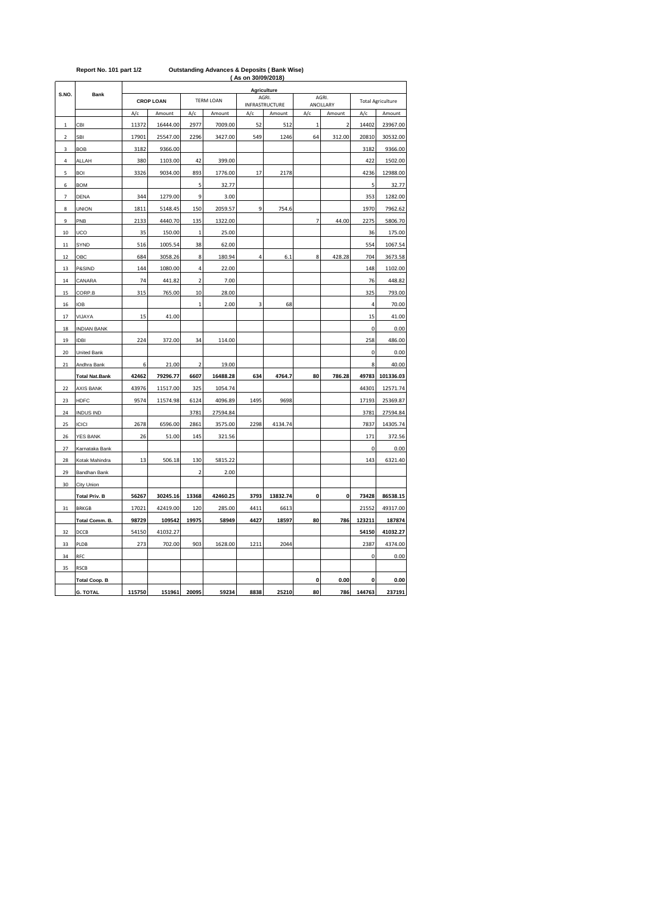**Report No. 101 part 1/2** **Outstanding Advances & Deposits ( Bank Wise)**

**( As on 30/09/2018)**

| S.NO. | Bank | Agriculture | | | | | | | | | |
|---|---|---|---|---|---|---|---|---|---|---|---|
| | | CROP LOAN | | TERM LOAN | | AGRI. INFRASTRUCTURE | | AGRI. ANCILLARY | | Total Agriculture | |
| | | A/c | Amount | A/c | Amount | A/c | Amount | A/c | Amount | A/c | Amount |
| 1 | CBI | 11372 | 16444.00 | 2977 | 7009.00 | 52 | 512 | 1 | 2 | 14402 | 23967.00 |
| 2 | SBI | 17901 | 25547.00 | 2296 | 3427.00 | 549 | 1246 | 64 | 312.00 | 20810 | 30532.00 |
| 3 | BOB | 3182 | 9366.00 | | | | | | | 3182 | 9366.00 |
| 4 | ALLAH | 380 | 1103.00 | 42 | 399.00 | | | | | 422 | 1502.00 |
| 5 | BOI | 3326 | 9034.00 | 893 | 1776.00 | 17 | 2178 | | | 4236 | 12988.00 |
| 6 | BOM | | | 5 | 32.77 | | | | | 5 | 32.77 |
| 7 | DENA | 344 | 1279.00 | 9 | 3.00 | | | | | 353 | 1282.00 |
| 8 | UNION | 1811 | 5148.45 | 150 | 2059.57 | 9 | 754.6 | | | 1970 | 7962.62 |
| 9 | PNB | 2133 | 4440.70 | 135 | 1322.00 | | | 7 | 44.00 | 2275 | 5806.70 |
| 10 | UCO | 35 | 150.00 | 1 | 25.00 | | | | | 36 | 175.00 |
| 11 | SYND | 516 | 1005.54 | 38 | 62.00 | | | | | 554 | 1067.54 |
| 12 | OBC | 684 | 3058.26 | 8 | 180.94 | 4 | 6.1 | 8 | 428.28 | 704 | 3673.58 |
| 13 | P&SIND | 144 | 1080.00 | 4 | 22.00 | | | | | 148 | 1102.00 |
| 14 | CANARA | 74 | 441.82 | 2 | 7.00 | | | | | 76 | 448.82 |
| 15 | CORP.B | 315 | 765.00 | 10 | 28.00 | | | | | 325 | 793.00 |
| 16 | IOB | | | 1 | 2.00 | 3 | 68 | | | 4 | 70.00 |
| 17 | VIJAYA | 15 | 41.00 | | | | | | | 15 | 41.00 |
| 18 | INDIAN BANK | | | | | | | | | 0 | 0.00 |
| 19 | IDBI | 224 | 372.00 | 34 | 114.00 | | | | | 258 | 486.00 |
| 20 | United Bank | | | | | | | | | 0 | 0.00 |
| 21 | Andhra Bank | 6 | 21.00 | 2 | 19.00 | | | | | 8 | 40.00 |
| | **Total Nat.Bank** | **42462** | **79296.77** | **6607** | **16488.28** | **634** | **4764.7** | **80** | **786.28** | **49783** | **101336.03** |
| 22 | AXIS BANK | 43976 | 11517.00 | 325 | 1054.74 | | | | | 44301 | 12571.74 |
| 23 | HDFC | 9574 | 11574.98 | 6124 | 4096.89 | 1495 | 9698 | | | 17193 | 25369.87 |
| 24 | INDUS IND | | | 3781 | 27594.84 | | | | | 3781 | 27594.84 |
| 25 | ICICI | 2678 | 6596.00 | 2861 | 3575.00 | 2298 | 4134.74 | | | 7837 | 14305.74 |
| 26 | YES BANK | 26 | 51.00 | 145 | 321.56 | | | | | 171 | 372.56 |
| 27 | Karnataka Bank | | | | | | | | | 0 | 0.00 |
| 28 | Kotak Mahindra | 13 | 506.18 | 130 | 5815.22 | | | | | 143 | 6321.40 |
| 29 | Bandhan Bank | | | 2 | 2.00 | | | | | | |
| 30 | City Union | | | | | | | | | | |
| | **Total Priv. B** | **56267** | **30245.16** | **13368** | **42460.25** | **3793** | **13832.74** | **0** | **0** | **73428** | **86538.15** |
| 31 | BRKGB | 17021 | 42419.00 | 120 | 285.00 | 4411 | 6613 | | | 21552 | 49317.00 |
| | **Total Comm. B.** | **98729** | **109542** | **19975** | **58949** | **4427** | **18597** | **80** | **786** | **123211** | **187874** |
| 32 | DCCB | 54150 | 41032.27 | | | | | | | **54150** | **41032.27** |
| 33 | PLDB | 273 | 702.00 | 903 | 1628.00 | 1211 | 2044 | | | 2387 | 4374.00 |
| 34 | RFC | | | | | | | | | 0 | 0.00 |
| 35 | RSCB | | | | | | | | | | |
| | **Total Coop. B** | | | | | | | **0** | **0.00** | **0** | **0.00** |
| | **G. TOTAL** | **115750** | **151961** | **20095** | **59234** | **8838** | **25210** | **80** | **786** | **144763** | **237191** |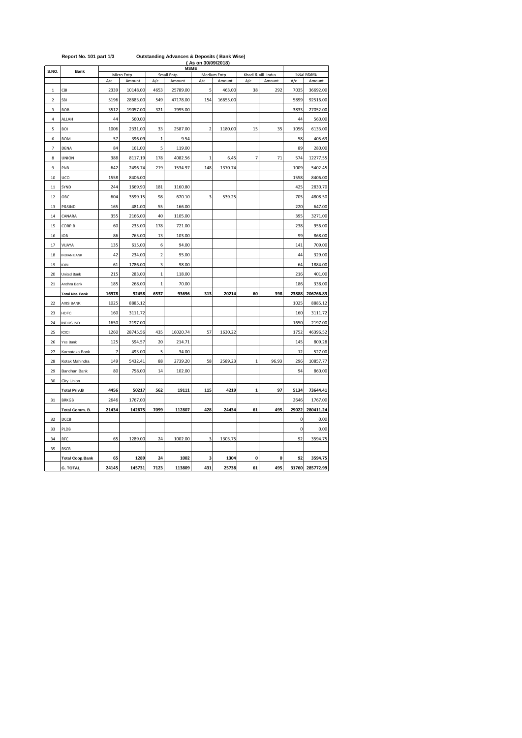**Report No. 101 part 1/3** **Outstanding Advances & Deposits ( Bank Wise)**

**( As on 30/09/2018)**

| S.NO. | Bank | MSME | | | | | | | | | |
|---|---|---|---|---|---|---|---|---|---|---|---|
| | | Micro Entp. | | Small Entp. | | Medium Entp. | | Khadi & vill. Indus. | | Total MSME | |
| | | A/c | Amount | A/c | Amount | A/c | Amount | A/c | Amount | A/c | Amount |
| 1 | CBI | 2339 | 10148.00 | 4653 | 25789.00 | 5 | 463.00 | 38 | 292 | 7035 | 36692.00 |
| 2 | SBI | 5196 | 28683.00 | 549 | 47178.00 | 154 | 16655.00 | | | 5899 | 92516.00 |
| 3 | BOB | 3512 | 19057.00 | 321 | 7995.00 | | | | | 3833 | 27052.00 |
| 4 | ALLAH | 44 | 560.00 | | | | | | | 44 | 560.00 |
| 5 | BOI | 1006 | 2331.00 | 33 | 2587.00 | 2 | 1180.00 | 15 | 35 | 1056 | 6133.00 |
| 6 | BOM | 57 | 396.09 | 1 | 9.54 | | | | | 58 | 405.63 |
| 7 | DENA | 84 | 161.00 | 5 | 119.00 | | | | | 89 | 280.00 |
| 8 | UNION | 388 | 8117.19 | 178 | 4082.56 | 1 | 6.45 | 7 | 71 | 574 | 12277.55 |
| 9 | PNB | 642 | 2496.74 | 219 | 1534.97 | 148 | 1370.74 | | | 1009 | 5402.45 |
| 10 | UCO | 1558 | 8406.00 | | | | | | | 1558 | 8406.00 |
| 11 | SYND | 244 | 1669.90 | 181 | 1160.80 | | | | | 425 | 2830.70 |
| 12 | OBC | 604 | 3599.15 | 98 | 670.10 | 3 | 539.25 | | | 705 | 4808.50 |
| 13 | P&SIND | 165 | 481.00 | 55 | 166.00 | | | | | 220 | 647.00 |
| 14 | CANARA | 355 | 2166.00 | 40 | 1105.00 | | | | | 395 | 3271.00 |
| 15 | CORP.B | 60 | 235.00 | 178 | 721.00 | | | | | 238 | 956.00 |
| 16 | IOB | 86 | 765.00 | 13 | 103.00 | | | | | 99 | 868.00 |
| 17 | VIJAYA | 135 | 615.00 | 6 | 94.00 | | | | | 141 | 709.00 |
| 18 | INDIAN BANK | 42 | 234.00 | 2 | 95.00 | | | | | 44 | 329.00 |
| 19 | IDBI | 61 | 1786.00 | 3 | 98.00 | | | | | 64 | 1884.00 |
| 20 | United Bank | 215 | 283.00 | 1 | 118.00 | | | | | 216 | 401.00 |
| 21 | Andhra Bank | 185 | 268.00 | 1 | 70.00 | | | | | 186 | 338.00 |
| | **Total Nat. Bank** | **16978** | **92458** | **6537** | **93696** | **313** | **20214** | **60** | **398** | **23888** | **206766.83** |
| 22 | AXIS BANK | 1025 | 8885.12 | | | | | | | 1025 | 8885.12 |
| 23 | HDFC | 160 | 3111.72 | | | | | | | 160 | 3111.72 |
| 24 | INDUS IND | 1650 | 2197.00 | | | | | | | 1650 | 2197.00 |
| 25 | ICICI | 1260 | 28745.56 | 435 | 16020.74 | 57 | 1630.22 | | | 1752 | 46396.52 |
| 26 | Yes Bank | 125 | 594.57 | 20 | 214.71 | | | | | 145 | 809.28 |
| 27 | Karnataka Bank | 7 | 493.00 | 5 | 34.00 | | | | | 12 | 527.00 |
| 28 | Kotak Mahindra | 149 | 5432.41 | 88 | 2739.20 | 58 | 2589.23 | 1 | 96.93 | 296 | 10857.77 |
| 29 | Bandhan Bank | 80 | 758.00 | 14 | 102.00 | | | | | 94 | 860.00 |
| 30 | City Union | | | | | | | | | | |
| | **Total Priv.B** | **4456** | **50217** | **562** | **19111** | **115** | **4219** | **1** | **97** | **5134** | **73644.41** |
| 31 | BRKGB | 2646 | 1767.00 | | | | | | | 2646 | 1767.00 |
| | **Total Comm. B.** | **21434** | **142675** | **7099** | **112807** | **428** | **24434** | **61** | **495** | **29022** | **280411.24** |
| 32 | DCCB | | | | | | | | | 0 | 0.00 |
| 33 | PLDB | | | | | | | | | 0 | 0.00 |
| 34 | RFC | 65 | 1289.00 | 24 | 1002.00 | 3 | 1303.75 | | | 92 | 3594.75 |
| 35 | RSCB | | | | | | | | | | |
| | **Total Coop.Bank** | **65** | **1289** | **24** | **1002** | **3** | **1304** | **0** | **0** | **92** | **3594.75** |
| | **G. TOTAL** | **24145** | **145731** | **7123** | **113809** | **431** | **25738** | **61** | **495** | **31760** | **285772.99** |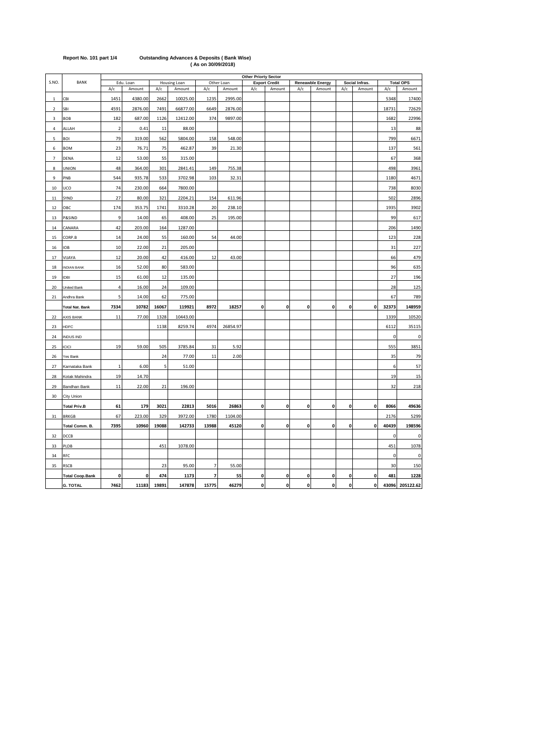**Report No. 101 part 1/4**

**Outstanding Advances & Deposits ( Bank Wise)**
**( As on 30/09/2018)**

| S.NO. | BANK | Other Priorty Sector | | | | | | | | | | | | | |
|---|---|---|---|---|---|---|---|---|---|---|---|---|---|---|---|
| | | Edu. Loan | | Housing Loan | | Other Loan | | Export Credit | | Reneawble Energy | | Social Infras. | | Total OPS | |
| | | A/c | Amount | A/c | Amount | A/c | Amount | A/c | Amount | A/c | Amount | A/c | Amount | A/c | Amount |
| 1 | CBI | 1451 | 4380.00 | 2662 | 10025.00 | 1235 | 2995.00 | | | | | | | 5348 | 17400 |
| 2 | SBI | 4591 | 2876.00 | 7491 | 66877.00 | 6649 | 2876.00 | | | | | | | 18731 | 72629 |
| 3 | BOB | 182 | 687.00 | 1126 | 12412.00 | 374 | 9897.00 | | | | | | | 1682 | 22996 |
| 4 | ALLAH | 2 | 0.41 | 11 | 88.00 | | | | | | | | | 13 | 88 |
| 5 | BOI | 79 | 319.00 | 562 | 5804.00 | 158 | 548.00 | | | | | | | 799 | 6671 |
| 6 | BOM | 23 | 76.71 | 75 | 462.87 | 39 | 21.30 | | | | | | | 137 | 561 |
| 7 | DENA | 12 | 53.00 | 55 | 315.00 | | | | | | | | | 67 | 368 |
| 8 | UNION | 48 | 364.00 | 301 | 2841.41 | 149 | 755.38 | | | | | | | 498 | 3961 |
| 9 | PNB | 544 | 935.78 | 533 | 3702.98 | 103 | 32.31 | | | | | | | 1180 | 4671 |
| 10 | UCO | 74 | 230.00 | 664 | 7800.00 | | | | | | | | | 738 | 8030 |
| 11 | SYND | 27 | 80.00 | 321 | 2204.21 | 154 | 611.96 | | | | | | | 502 | 2896 |
| 12 | OBC | 174 | 353.75 | 1741 | 3310.28 | 20 | 238.10 | | | | | | | 1935 | 3902 |
| 13 | P&SIND | 9 | 14.00 | 65 | 408.00 | 25 | 195.00 | | | | | | | 99 | 617 |
| 14 | CANARA | 42 | 203.00 | 164 | 1287.00 | | | | | | | | | 206 | 1490 |
| 15 | CORP.B | 14 | 24.00 | 55 | 160.00 | 54 | 44.00 | | | | | | | 123 | 228 |
| 16 | IOB | 10 | 22.00 | 21 | 205.00 | | | | | | | | | 31 | 227 |
| 17 | VIJAYA | 12 | 20.00 | 42 | 416.00 | 12 | 43.00 | | | | | | | 66 | 479 |
| 18 | INDIAN BANK | 16 | 52.00 | 80 | 583.00 | | | | | | | | | 96 | 635 |
| 19 | IDBI | 15 | 61.00 | 12 | 135.00 | | | | | | | | | 27 | 196 |
| 20 | United Bank | 4 | 16.00 | 24 | 109.00 | | | | | | | | | 28 | 125 |
| 21 | Andhra Bank | 5 | 14.00 | 62 | 775.00 | | | | | | | | | 67 | 789 |
| | **Total Nat. Bank** | **7334** | **10782** | **16067** | **119921** | **8972** | **18257** | **0** | **0** | **0** | **0** | **0** | **0** | **32373** | **148959** |
| 22 | AXIS BANK | 11 | 77.00 | 1328 | 10443.00 | | | | | | | | | 1339 | 10520 |
| 23 | HDFC | | | 1138 | 8259.74 | 4974 | 26854.97 | | | | | | | 6112 | 35115 |
| 24 | INDUS IND | | | | | | | | | | | | | 0 | 0 |
| 25 | ICICI | 19 | 59.00 | 505 | 3785.84 | 31 | 5.92 | | | | | | | 555 | 3851 |
| 26 | Yes Bank | | | 24 | 77.00 | 11 | 2.00 | | | | | | | 35 | 79 |
| 27 | Karnataka Bank | 1 | 6.00 | 5 | 51.00 | | | | | | | | | 6 | 57 |
| 28 | Kotak Mahindra | 19 | 14.70 | | | | | | | | | | | 19 | 15 |
| 29 | Bandhan Bank | 11 | 22.00 | 21 | 196.00 | | | | | | | | | 32 | 218 |
| 30 | City Union | | | | | | | | | | | | | | |
| | **Total Priv.B** | **61** | **179** | **3021** | **22813** | **5016** | **26863** | **0** | **0** | **0** | **0** | **0** | **0** | **8066** | **49636** |
| 31 | BRKGB | 67 | 223.00 | 329 | 3972.00 | 1780 | 1104.00 | | | | | | | 2176 | 5299 |
| | **Total Comm. B.** | **7395** | **10960** | **19088** | **142733** | **13988** | **45120** | **0** | **0** | **0** | **0** | **0** | **0** | **40439** | **198596** |
| 32 | DCCB | | | | | | | | | | | | | 0 | 0 |
| 33 | PLDB | | | 451 | 1078.00 | | | | | | | | | 451 | 1078 |
| 34 | RFC | | | | | | | | | | | | | 0 | 0 |
| 35 | RSCB | | | 23 | 95.00 | 7 | 55.00 | | | | | | | 30 | 150 |
| | **Total Coop.Bank** | **0** | **0** | **474** | **1173** | **7** | **55** | **0** | **0** | **0** | **0** | **0** | **0** | **481** | **1228** |
| | **G. TOTAL** | **7462** | **11183** | **19891** | **147878** | **15775** | **46279** | **0** | **0** | **0** | **0** | **0** | **0** | **43096** | **205122.62** |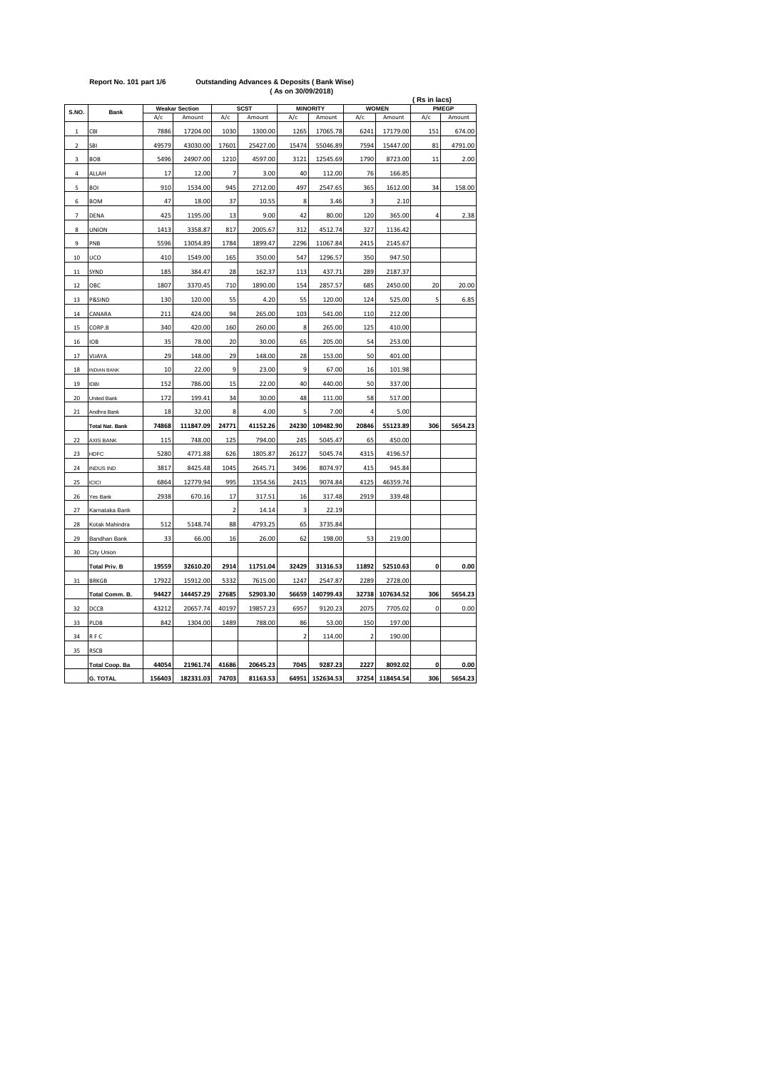**Report No. 101 part 1/6** **Outstanding Advances & Deposits ( Bank Wise)**

**( As on 30/09/2018)**

( Rs in lacs)

| S.NO. | Bank | Weakar Section | | SCST | | MINORITY | | WOMEN | | PMEGP | |
|---|---|---|---|---|---|---|---|---|---|---|---|
| | | A/c | Amount | A/c | Amount | A/c | Amount | A/c | Amount | A/c | Amount |
| 1 | CBI | 7886 | 17204.00 | 1030 | 1300.00 | 1265 | 17065.78 | 6241 | 17179.00 | 151 | 674.00 |
| 2 | SBI | 49579 | 43030.00 | 17601 | 25427.00 | 15474 | 55046.89 | 7594 | 15447.00 | 81 | 4791.00 |
| 3 | BOB | 5496 | 24907.00 | 1210 | 4597.00 | 3121 | 12545.69 | 1790 | 8723.00 | 11 | 2.00 |
| 4 | ALLAH | 17 | 12.00 | 7 | 3.00 | 40 | 112.00 | 76 | 166.85 | | |
| 5 | BOI | 910 | 1534.00 | 945 | 2712.00 | 497 | 2547.65 | 365 | 1612.00 | 34 | 158.00 |
| 6 | BOM | 47 | 18.00 | 37 | 10.55 | 8 | 3.46 | 3 | 2.10 | | |
| 7 | DENA | 425 | 1195.00 | 13 | 9.00 | 42 | 80.00 | 120 | 365.00 | 4 | 2.38 |
| 8 | UNION | 1413 | 3358.87 | 817 | 2005.67 | 312 | 4512.74 | 327 | 1136.42 | | |
| 9 | PNB | 5596 | 13054.89 | 1784 | 1899.47 | 2296 | 11067.84 | 2415 | 2145.67 | | |
| 10 | UCO | 410 | 1549.00 | 165 | 350.00 | 547 | 1296.57 | 350 | 947.50 | | |
| 11 | SYND | 185 | 384.47 | 28 | 162.37 | 113 | 437.71 | 289 | 2187.37 | | |
| 12 | OBC | 1807 | 3370.45 | 710 | 1890.00 | 154 | 2857.57 | 685 | 2450.00 | 20 | 20.00 |
| 13 | P&SIND | 130 | 120.00 | 55 | 4.20 | 55 | 120.00 | 124 | 525.00 | 5 | 6.85 |
| 14 | CANARA | 211 | 424.00 | 94 | 265.00 | 103 | 541.00 | 110 | 212.00 | | |
| 15 | CORP.B | 340 | 420.00 | 160 | 260.00 | 8 | 265.00 | 125 | 410.00 | | |
| 16 | IOB | 35 | 78.00 | 20 | 30.00 | 65 | 205.00 | 54 | 253.00 | | |
| 17 | VIJAYA | 29 | 148.00 | 29 | 148.00 | 28 | 153.00 | 50 | 401.00 | | |
| 18 | INDIAN BANK | 10 | 22.00 | 9 | 23.00 | 9 | 67.00 | 16 | 101.98 | | |
| 19 | IDBI | 152 | 786.00 | 15 | 22.00 | 40 | 440.00 | 50 | 337.00 | | |
| 20 | United Bank | 172 | 199.41 | 34 | 30.00 | 48 | 111.00 | 58 | 517.00 | | |
| 21 | Andhra Bank | 18 | 32.00 | 8 | 4.00 | 5 | 7.00 | 4 | 5.00 | | |
| | **Total Nat. Bank** | **74868** | **111847.09** | **24771** | **41152.26** | **24230** | **109482.90** | **20846** | **55123.89** | **306** | **5654.23** |
| 22 | AXIS BANK | 115 | 748.00 | 125 | 794.00 | 245 | 5045.47 | 65 | 450.00 | | |
| 23 | HDFC | 5280 | 4771.88 | 626 | 1805.87 | 26127 | 5045.74 | 4315 | 4196.57 | | |
| 24 | INDUS IND | 3817 | 8425.48 | 1045 | 2645.71 | 3496 | 8074.97 | 415 | 945.84 | | |
| 25 | ICICI | 6864 | 12779.94 | 995 | 1354.56 | 2415 | 9074.84 | 4125 | 46359.74 | | |
| 26 | Yes Bank | 2938 | 670.16 | 17 | 317.51 | 16 | 317.48 | 2919 | 339.48 | | |
| 27 | Karnataka Bank | | | 2 | 14.14 | 3 | 22.19 | | | | |
| 28 | Kotak Mahindra | 512 | 5148.74 | 88 | 4793.25 | 65 | 3735.84 | | | | |
| 29 | Bandhan Bank | 33 | 66.00 | 16 | 26.00 | 62 | 198.00 | 53 | 219.00 | | |
| 30 | City Union | | | | | | | | | | |
| | **Total Priv. B** | **19559** | **32610.20** | **2914** | **11751.04** | **32429** | **31316.53** | **11892** | **52510.63** | **0** | **0.00** |
| 31 | BRKGB | 17922 | 15912.00 | 5332 | 7615.00 | 1247 | 2547.87 | 2289 | 2728.00 | | |
| | **Total Comm. B.** | **94427** | **144457.29** | **27685** | **52903.30** | **56659** | **140799.43** | **32738** | **107634.52** | **306** | **5654.23** |
| 32 | DCCB | 43212 | 20657.74 | 40197 | 19857.23 | 6957 | 9120.23 | 2075 | 7705.02 | 0 | 0.00 |
| 33 | PLDB | 842 | 1304.00 | 1489 | 788.00 | 86 | 53.00 | 150 | 197.00 | | |
| 34 | R F C | | | | | 2 | 114.00 | 2 | 190.00 | | |
| 35 | RSCB | | | | | | | | | | |
| | **Total Coop. Ba** | **44054** | **21961.74** | **41686** | **20645.23** | **7045** | **9287.23** | **2227** | **8092.02** | **0** | **0.00** |
| | **G. TOTAL** | **156403** | **182331.03** | **74703** | **81163.53** | **64951** | **152634.53** | **37254** | **118454.54** | **306** | **5654.23** |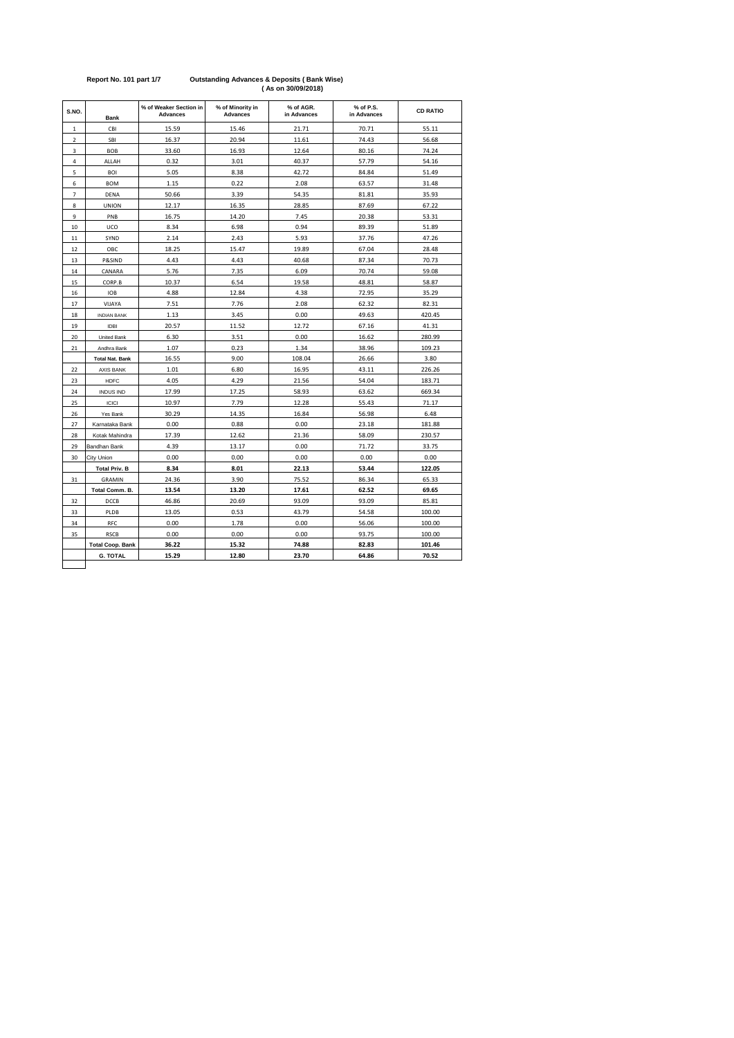**Report No. 101 part 1/7** **Outstanding Advances & Deposits ( Bank Wise)**
**( As on 30/09/2018)**

| S.NO. | Bank | % of Weaker Section in Advances | % of Minority in Advances | % of AGR. in Advances | % of P.S. in Advances | CD RATIO |
|---|---|---|---|---|---|---|
| 1 | CBI | 15.59 | 15.46 | 21.71 | 70.71 | 55.11 |
| 2 | SBI | 16.37 | 20.94 | 11.61 | 74.43 | 56.68 |
| 3 | BOB | 33.60 | 16.93 | 12.64 | 80.16 | 74.24 |
| 4 | ALLAH | 0.32 | 3.01 | 40.37 | 57.79 | 54.16 |
| 5 | BOI | 5.05 | 8.38 | 42.72 | 84.84 | 51.49 |
| 6 | BOM | 1.15 | 0.22 | 2.08 | 63.57 | 31.48 |
| 7 | DENA | 50.66 | 3.39 | 54.35 | 81.81 | 35.93 |
| 8 | UNION | 12.17 | 16.35 | 28.85 | 87.69 | 67.22 |
| 9 | PNB | 16.75 | 14.20 | 7.45 | 20.38 | 53.31 |
| 10 | UCO | 8.34 | 6.98 | 0.94 | 89.39 | 51.89 |
| 11 | SYND | 2.14 | 2.43 | 5.93 | 37.76 | 47.26 |
| 12 | OBC | 18.25 | 15.47 | 19.89 | 67.04 | 28.48 |
| 13 | P&SIND | 4.43 | 4.43 | 40.68 | 87.34 | 70.73 |
| 14 | CANARA | 5.76 | 7.35 | 6.09 | 70.74 | 59.08 |
| 15 | CORP.B | 10.37 | 6.54 | 19.58 | 48.81 | 58.87 |
| 16 | IOB | 4.88 | 12.84 | 4.38 | 72.95 | 35.29 |
| 17 | VIJAYA | 7.51 | 7.76 | 2.08 | 62.32 | 82.31 |
| 18 | INDIAN BANK | 1.13 | 3.45 | 0.00 | 49.63 | 420.45 |
| 19 | IDBI | 20.57 | 11.52 | 12.72 | 67.16 | 41.31 |
| 20 | United Bank | 6.30 | 3.51 | 0.00 | 16.62 | 280.99 |
| 21 | Andhra Bank | 1.07 | 0.23 | 1.34 | 38.96 | 109.23 |
| | **Total Nat. Bank** | 16.55 | 9.00 | 108.04 | 26.66 | 3.80 |
| 22 | AXIS BANK | 1.01 | 6.80 | 16.95 | 43.11 | 226.26 |
| 23 | HDFC | 4.05 | 4.29 | 21.56 | 54.04 | 183.71 |
| 24 | INDUS IND | 17.99 | 17.25 | 58.93 | 63.62 | 669.34 |
| 25 | ICICI | 10.97 | 7.79 | 12.28 | 55.43 | 71.17 |
| 26 | Yes Bank | 30.29 | 14.35 | 16.84 | 56.98 | 6.48 |
| 27 | Karnataka Bank | 0.00 | 0.88 | 0.00 | 23.18 | 181.88 |
| 28 | Kotak Mahindra | 17.39 | 12.62 | 21.36 | 58.09 | 230.57 |
| 29 | Bandhan Bank | 4.39 | 13.17 | 0.00 | 71.72 | 33.75 |
| 30 | City Union | 0.00 | 0.00 | 0.00 | 0.00 | 0.00 |
| | **Total Priv. B** | **8.34** | **8.01** | **22.13** | **53.44** | **122.05** |
| 31 | GRAMIN | 24.36 | 3.90 | 75.52 | 86.34 | 65.33 |
| | **Total Comm. B.** | **13.54** | **13.20** | **17.61** | **62.52** | **69.65** |
| 32 | DCCB | 46.86 | 20.69 | 93.09 | 93.09 | 85.81 |
| 33 | PLDB | 13.05 | 0.53 | 43.79 | 54.58 | 100.00 |
| 34 | RFC | 0.00 | 1.78 | 0.00 | 56.06 | 100.00 |
| 35 | RSCB | 0.00 | 0.00 | 0.00 | 93.75 | 100.00 |
| | **Total Coop. Bank** | **36.22** | **15.32** | **74.88** | **82.83** | **101.46** |
| | **G. TOTAL** | **15.29** | **12.80** | **23.70** | **64.86** | **70.52** |